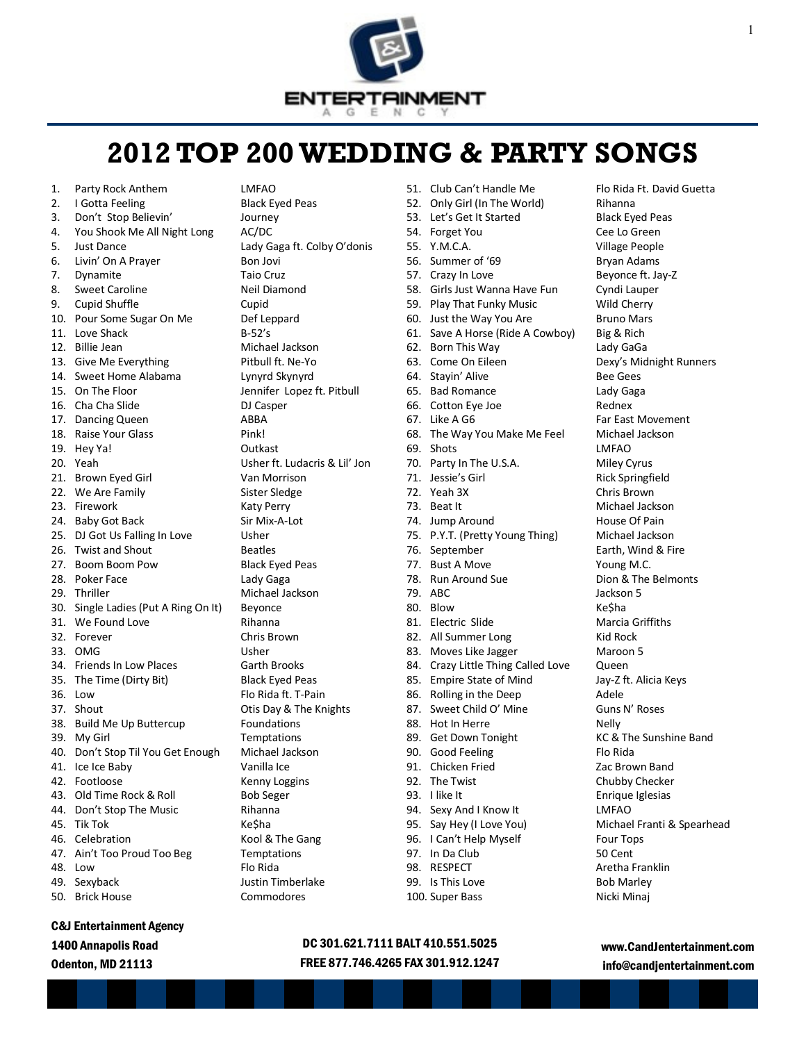ENTERTAINMENT AGENCY

# 2012 TOP 200 WEDDING & PARTY SONGS

| # | Song | Artist |
|---|---|---|
| 1. | Party Rock Anthem | LMFAO |
| 2. | I Gotta Feeling | Black Eyed Peas |
| 3. | Don't Stop Believin' | Journey |
| 4. | You Shook Me All Night Long | AC/DC |
| 5. | Just Dance | Lady Gaga ft. Colby O'donis |
| 6. | Livin' On A Prayer | Bon Jovi |
| 7. | Dynamite | Taio Cruz |
| 8. | Sweet Caroline | Neil Diamond |
| 9. | Cupid Shuffle | Cupid |
| 10. | Pour Some Sugar On Me | Def Leppard |
| 11. | Love Shack | B-52's |
| 12. | Billie Jean | Michael Jackson |
| 13. | Give Me Everything | Pitbull ft. Ne-Yo |
| 14. | Sweet Home Alabama | Lynyrd Skynyrd |
| 15. | On The Floor | Jennifer Lopez ft. Pitbull |
| 16. | Cha Cha Slide | DJ Casper |
| 17. | Dancing Queen | ABBA |
| 18. | Raise Your Glass | Pink! |
| 19. | Hey Ya! | Outkast |
| 20. | Yeah | Usher ft. Ludacris & Lil' Jon |
| 21. | Brown Eyed Girl | Van Morrison |
| 22. | We Are Family | Sister Sledge |
| 23. | Firework | Katy Perry |
| 24. | Baby Got Back | Sir Mix-A-Lot |
| 25. | DJ Got Us Falling In Love | Usher |
| 26. | Twist and Shout | Beatles |
| 27. | Boom Boom Pow | Black Eyed Peas |
| 28. | Poker Face | Lady Gaga |
| 29. | Thriller | Michael Jackson |
| 30. | Single Ladies (Put A Ring On It) | Beyonce |
| 31. | We Found Love | Rihanna |
| 32. | Forever | Chris Brown |
| 33. | OMG | Usher |
| 34. | Friends In Low Places | Garth Brooks |
| 35. | The Time (Dirty Bit) | Black Eyed Peas |
| 36. | Low | Flo Rida ft. T-Pain |
| 37. | Shout | Otis Day & The Knights |
| 38. | Build Me Up Buttercup | Foundations |
| 39. | My Girl | Temptations |
| 40. | Don't Stop Til You Get Enough | Michael Jackson |
| 41. | Ice Ice Baby | Vanilla Ice |
| 42. | Footloose | Kenny Loggins |
| 43. | Old Time Rock & Roll | Bob Seger |
| 44. | Don't Stop The Music | Rihanna |
| 45. | Tik Tok | Ke$ha |
| 46. | Celebration | Kool & The Gang |
| 47. | Ain't Too Proud Too Beg | Temptations |
| 48. | Low | Flo Rida |
| 49. | Sexyback | Justin Timberlake |
| 50. | Brick House | Commodores |
| 51. | Club Can't Handle Me | Flo Rida Ft. David Guetta |
| 52. | Only Girl (In The World) | Rihanna |
| 53. | Let's Get It Started | Black Eyed Peas |
| 54. | Forget You | Cee Lo Green |
| 55. | Y.M.C.A. | Village People |
| 56. | Summer of '69 | Bryan Adams |
| 57. | Crazy In Love | Beyonce ft. Jay-Z |
| 58. | Girls Just Wanna Have Fun | Cyndi Lauper |
| 59. | Play That Funky Music | Wild Cherry |
| 60. | Just the Way You Are | Bruno Mars |
| 61. | Save A Horse (Ride A Cowboy) | Big & Rich |
| 62. | Born This Way | Lady GaGa |
| 63. | Come On Eileen | Dexy's Midnight Runners |
| 64. | Stayin' Alive | Bee Gees |
| 65. | Bad Romance | Lady Gaga |
| 66. | Cotton Eye Joe | Rednex |
| 67. | Like A G6 | Far East Movement |
| 68. | The Way You Make Me Feel | Michael Jackson |
| 69. | Shots | LMFAO |
| 70. | Party In The U.S.A. | Miley Cyrus |
| 71. | Jessie's Girl | Rick Springfield |
| 72. | Yeah 3X | Chris Brown |
| 73. | Beat It | Michael Jackson |
| 74. | Jump Around | House Of Pain |
| 75. | P.Y.T. (Pretty Young Thing) | Michael Jackson |
| 76. | September | Earth, Wind & Fire |
| 77. | Bust A Move | Young M.C. |
| 78. | Run Around Sue | Dion & The Belmonts |
| 79. | ABC | Jackson 5 |
| 80. | Blow | Ke$ha |
| 81. | Electric Slide | Marcia Griffiths |
| 82. | All Summer Long | Kid Rock |
| 83. | Moves Like Jagger | Maroon 5 |
| 84. | Crazy Little Thing Called Love | Queen |
| 85. | Empire State of Mind | Jay-Z ft. Alicia Keys |
| 86. | Rolling in the Deep | Adele |
| 87. | Sweet Child O' Mine | Guns N' Roses |
| 88. | Hot In Herre | Nelly |
| 89. | Get Down Tonight | KC & The Sunshine Band |
| 90. | Good Feeling | Flo Rida |
| 91. | Chicken Fried | Zac Brown Band |
| 92. | The Twist | Chubby Checker |
| 93. | I like It | Enrique Iglesias |
| 94. | Sexy And I Know It | LMFAO |
| 95. | Say Hey (I Love You) | Michael Franti & Spearhead |
| 96. | I Can't Help Myself | Four Tops |
| 97. | In Da Club | 50 Cent |
| 98. | RESPECT | Aretha Franklin |
| 99. | Is This Love | Bob Marley |
| 100. | Super Bass | Nicki Minaj |

**C&J Entertainment Agency**
**1400 Annapolis Road**
**Odenton, MD 21113**

**DC 301.621.7111 BALT 410.551.5025**
**FREE 877.746.4265 FAX 301.912.1247**

**www.CandJentertainment.com**
**info@candjentertainment.com**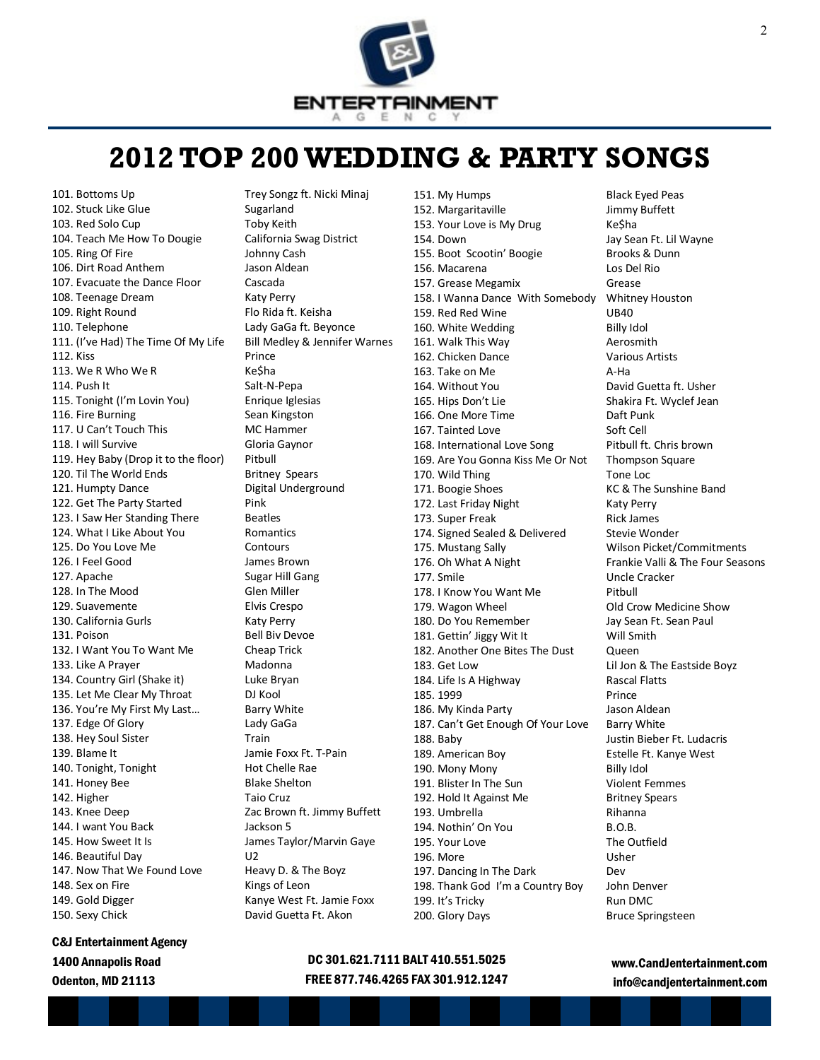ENTERTAINMENT AGENCY

# 2012 TOP 200 WEDDING & PARTY SONGS

| Song | Artist |
|---|---|
| 101. Bottoms Up | Trey Songz ft. Nicki Minaj |
| 102. Stuck Like Glue | Sugarland |
| 103. Red Solo Cup | Toby Keith |
| 104. Teach Me How To Dougie | California Swag District |
| 105. Ring Of Fire | Johnny Cash |
| 106. Dirt Road Anthem | Jason Aldean |
| 107. Evacuate the Dance Floor | Cascada |
| 108. Teenage Dream | Katy Perry |
| 109. Right Round | Flo Rida ft. Keisha |
| 110. Telephone | Lady GaGa ft. Beyonce |
| 111. (I've Had) The Time Of My Life | Bill Medley & Jennifer Warnes |
| 112. Kiss | Prince |
| 113. We R Who We R | Ke$ha |
| 114. Push It | Salt-N-Pepa |
| 115. Tonight (I'm Lovin You) | Enrique Iglesias |
| 116. Fire Burning | Sean Kingston |
| 117. U Can't Touch This | MC Hammer |
| 118. I will Survive | Gloria Gaynor |
| 119. Hey Baby (Drop it to the floor) | Pitbull |
| 120. Til The World Ends | Britney Spears |
| 121. Humpty Dance | Digital Underground |
| 122. Get The Party Started | Pink |
| 123. I Saw Her Standing There | Beatles |
| 124. What I Like About You | Romantics |
| 125. Do You Love Me | Contours |
| 126. I Feel Good | James Brown |
| 127. Apache | Sugar Hill Gang |
| 128. In The Mood | Glen Miller |
| 129. Suavemente | Elvis Crespo |
| 130. California Gurls | Katy Perry |
| 131. Poison | Bell Biv Devoe |
| 132. I Want You To Want Me | Cheap Trick |
| 133. Like A Prayer | Madonna |
| 134. Country Girl (Shake it) | Luke Bryan |
| 135. Let Me Clear My Throat | DJ Kool |
| 136. You're My First My Last… | Barry White |
| 137. Edge Of Glory | Lady GaGa |
| 138. Hey Soul Sister | Train |
| 139. Blame It | Jamie Foxx Ft. T-Pain |
| 140. Tonight, Tonight | Hot Chelle Rae |
| 141. Honey Bee | Blake Shelton |
| 142. Higher | Taio Cruz |
| 143. Knee Deep | Zac Brown ft. Jimmy Buffett |
| 144. I want You Back | Jackson 5 |
| 145. How Sweet It Is | James Taylor/Marvin Gaye |
| 146. Beautiful Day | U2 |
| 147. Now That We Found Love | Heavy D. & The Boyz |
| 148. Sex on Fire | Kings of Leon |
| 149. Gold Digger | Kanye West Ft. Jamie Foxx |
| 150. Sexy Chick | David Guetta Ft. Akon |
| 151. My Humps | Black Eyed Peas |
| 152. Margaritaville | Jimmy Buffett |
| 153. Your Love is My Drug | Ke$ha |
| 154. Down | Jay Sean Ft. Lil Wayne |
| 155. Boot Scootin' Boogie | Brooks & Dunn |
| 156. Macarena | Los Del Rio |
| 157. Grease Megamix | Grease |
| 158. I Wanna Dance With Somebody | Whitney Houston |
| 159. Red Red Wine | UB40 |
| 160. White Wedding | Billy Idol |
| 161. Walk This Way | Aerosmith |
| 162. Chicken Dance | Various Artists |
| 163. Take on Me | A-Ha |
| 164. Without You | David Guetta ft. Usher |
| 165. Hips Don't Lie | Shakira Ft. Wyclef Jean |
| 166. One More Time | Daft Punk |
| 167. Tainted Love | Soft Cell |
| 168. International Love Song | Pitbull ft. Chris brown |
| 169. Are You Gonna Kiss Me Or Not | Thompson Square |
| 170. Wild Thing | Tone Loc |
| 171. Boogie Shoes | KC & The Sunshine Band |
| 172. Last Friday Night | Katy Perry |
| 173. Super Freak | Rick James |
| 174. Signed Sealed & Delivered | Stevie Wonder |
| 175. Mustang Sally | Wilson Picket/Commitments |
| 176. Oh What A Night | Frankie Valli & The Four Seasons |
| 177. Smile | Uncle Cracker |
| 178. I Know You Want Me | Pitbull |
| 179. Wagon Wheel | Old Crow Medicine Show |
| 180. Do You Remember | Jay Sean Ft. Sean Paul |
| 181. Gettin' Jiggy Wit It | Will Smith |
| 182. Another One Bites The Dust | Queen |
| 183. Get Low | Lil Jon & The Eastside Boyz |
| 184. Life Is A Highway | Rascal Flatts |
| 185. 1999 | Prince |
| 186. My Kinda Party | Jason Aldean |
| 187. Can't Get Enough Of Your Love | Barry White |
| 188. Baby | Justin Bieber Ft. Ludacris |
| 189. American Boy | Estelle Ft. Kanye West |
| 190. Mony Mony | Billy Idol |
| 191. Blister In The Sun | Violent Femmes |
| 192. Hold It Against Me | Britney Spears |
| 193. Umbrella | Rihanna |
| 194. Nothin' On You | B.O.B. |
| 195. Your Love | The Outfield |
| 196. More | Usher |
| 197. Dancing In The Dark | Dev |
| 198. Thank God I'm a Country Boy | John Denver |
| 199. It's Tricky | Run DMC |
| 200. Glory Days | Bruce Springsteen |

**C&J Entertainment Agency**
**1400 Annapolis Road**
**Odenton, MD 21113**

**DC 301.621.7111 BALT 410.551.5025**
**FREE 877.746.4265 FAX 301.912.1247**

**www.CandJentertainment.com**
**info@candjentertainment.com**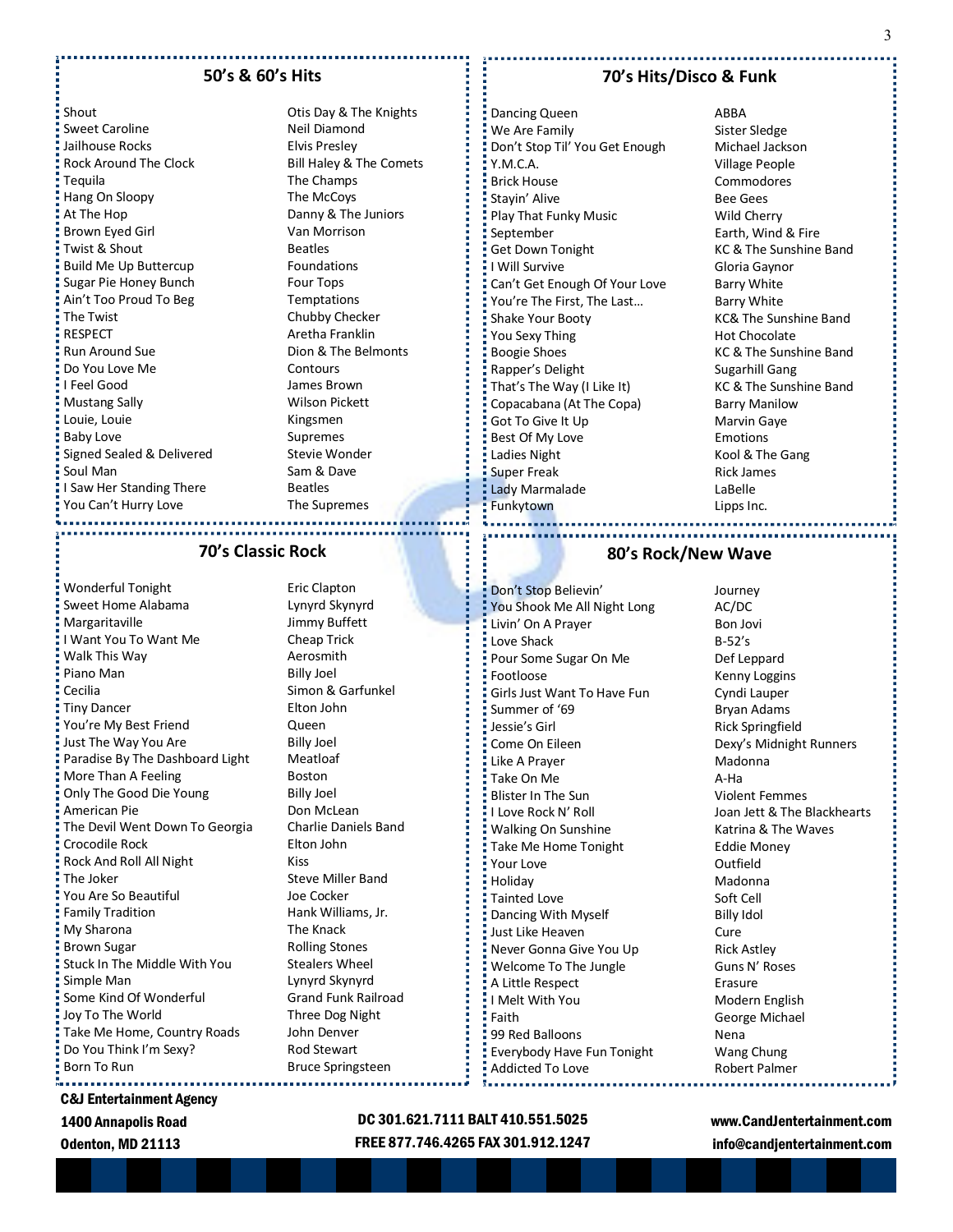## 50's & 60's Hits

| Song | Artist |
|---|---|
| Shout | Otis Day & The Knights |
| Sweet Caroline | Neil Diamond |
| Jailhouse Rocks | Elvis Presley |
| Rock Around The Clock | Bill Haley & The Comets |
| Tequila | The Champs |
| Hang On Sloopy | The McCoys |
| At The Hop | Danny & The Juniors |
| Brown Eyed Girl | Van Morrison |
| Twist & Shout | Beatles |
| Build Me Up Buttercup | Foundations |
| Sugar Pie Honey Bunch | Four Tops |
| Ain't Too Proud To Beg | Temptations |
| The Twist | Chubby Checker |
| RESPECT | Aretha Franklin |
| Run Around Sue | Dion & The Belmonts |
| Do You Love Me | Contours |
| I Feel Good | James Brown |
| Mustang Sally | Wilson Pickett |
| Louie, Louie | Kingsmen |
| Baby Love | Supremes |
| Signed Sealed & Delivered | Stevie Wonder |
| Soul Man | Sam & Dave |
| I Saw Her Standing There | Beatles |
| You Can't Hurry Love | The Supremes |

## 70's Classic Rock

| Song | Artist |
|---|---|
| Wonderful Tonight | Eric Clapton |
| Sweet Home Alabama | Lynyrd Skynyrd |
| Margaritaville | Jimmy Buffett |
| I Want You To Want Me | Cheap Trick |
| Walk This Way | Aerosmith |
| Piano Man | Billy Joel |
| Cecilia | Simon & Garfunkel |
| Tiny Dancer | Elton John |
| You're My Best Friend | Queen |
| Just The Way You Are | Billy Joel |
| Paradise By The Dashboard Light | Meatloaf |
| More Than A Feeling | Boston |
| Only The Good Die Young | Billy Joel |
| American Pie | Don McLean |
| The Devil Went Down To Georgia | Charlie Daniels Band |
| Crocodile Rock | Elton John |
| Rock And Roll All Night | Kiss |
| The Joker | Steve Miller Band |
| You Are So Beautiful | Joe Cocker |
| Family Tradition | Hank Williams, Jr. |
| My Sharona | The Knack |
| Brown Sugar | Rolling Stones |
| Stuck In The Middle With You | Stealers Wheel |
| Simple Man | Lynyrd Skynyrd |
| Some Kind Of Wonderful | Grand Funk Railroad |
| Joy To The World | Three Dog Night |
| Take Me Home, Country Roads | John Denver |
| Do You Think I'm Sexy? | Rod Stewart |
| Born To Run | Bruce Springsteen |

## 70's Hits/Disco & Funk

| Song | Artist |
|---|---|
| Dancing Queen | ABBA |
| We Are Family | Sister Sledge |
| Don't Stop Til' You Get Enough | Michael Jackson |
| Y.M.C.A. | Village People |
| Brick House | Commodores |
| Stayin' Alive | Bee Gees |
| Play That Funky Music | Wild Cherry |
| September | Earth, Wind & Fire |
| Get Down Tonight | KC & The Sunshine Band |
| I Will Survive | Gloria Gaynor |
| Can't Get Enough Of Your Love | Barry White |
| You're The First, The Last… | Barry White |
| Shake Your Booty | KC& The Sunshine Band |
| You Sexy Thing | Hot Chocolate |
| Boogie Shoes | KC & The Sunshine Band |
| Rapper's Delight | Sugarhill Gang |
| That's The Way (I Like It) | KC & The Sunshine Band |
| Copacabana (At The Copa) | Barry Manilow |
| Got To Give It Up | Marvin Gaye |
| Best Of My Love | Emotions |
| Ladies Night | Kool & The Gang |
| Super Freak | Rick James |
| Lady Marmalade | LaBelle |
| Funkytown | Lipps Inc. |

## 80's Rock/New Wave

| Song | Artist |
|---|---|
| Don't Stop Believin' | Journey |
| You Shook Me All Night Long | AC/DC |
| Livin' On A Prayer | Bon Jovi |
| Love Shack | B-52's |
| Pour Some Sugar On Me | Def Leppard |
| Footloose | Kenny Loggins |
| Girls Just Want To Have Fun | Cyndi Lauper |
| Summer of '69 | Bryan Adams |
| Jessie's Girl | Rick Springfield |
| Come On Eileen | Dexy's Midnight Runners |
| Like A Prayer | Madonna |
| Take On Me | A-Ha |
| Blister In The Sun | Violent Femmes |
| I Love Rock N' Roll | Joan Jett & The Blackhearts |
| Walking On Sunshine | Katrina & The Waves |
| Take Me Home Tonight | Eddie Money |
| Your Love | Outfield |
| Holiday | Madonna |
| Tainted Love | Soft Cell |
| Dancing With Myself | Billy Idol |
| Just Like Heaven | Cure |
| Never Gonna Give You Up | Rick Astley |
| Welcome To The Jungle | Guns N' Roses |
| A Little Respect | Erasure |
| I Melt With You | Modern English |
| Faith | George Michael |
| 99 Red Balloons | Nena |
| Everybody Have Fun Tonight | Wang Chung |
| Addicted To Love | Robert Palmer |

**C&J Entertainment Agency**
**1400 Annapolis Road**
**Odenton, MD 21113**

**DC 301.621.7111 BALT 410.551.5025**
**FREE 877.746.4265 FAX 301.912.1247**

**www.CandJentertainment.com**
**info@candjentertainment.com**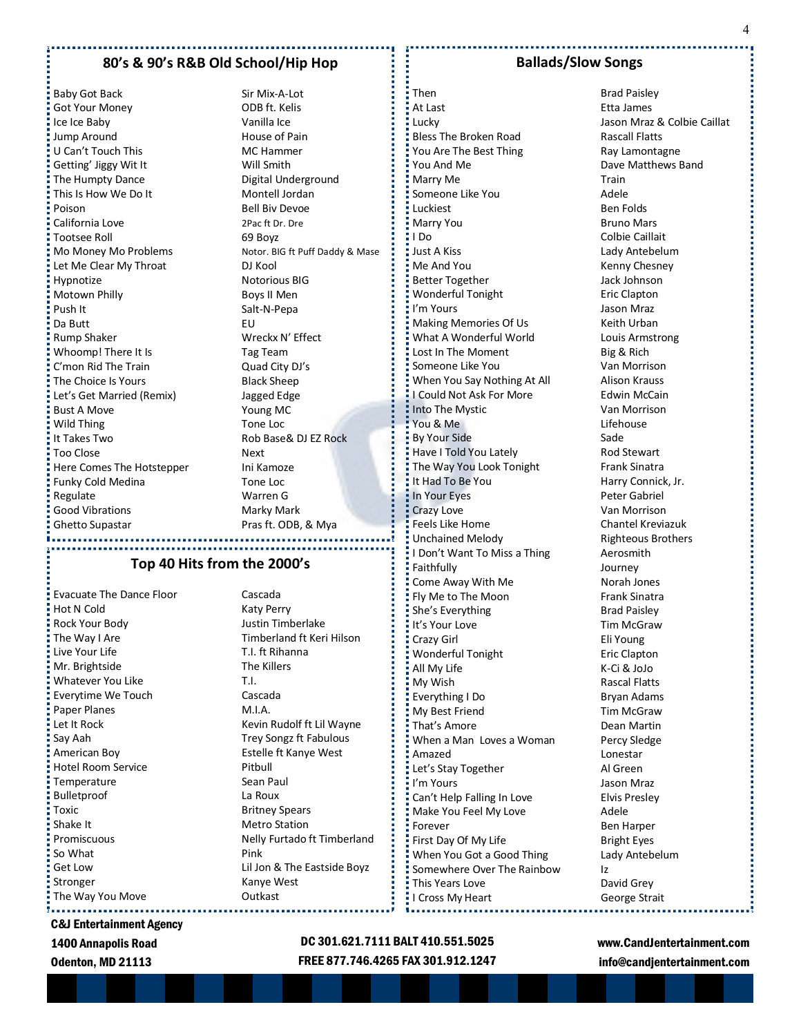## 80's & 90's R&B Old School/Hip Hop

| Song | Artist |
|---|---|
| Baby Got Back | Sir Mix-A-Lot |
| Got Your Money | ODB ft. Kelis |
| Ice Ice Baby | Vanilla Ice |
| Jump Around | House of Pain |
| U Can't Touch This | MC Hammer |
| Getting' Jiggy Wit It | Will Smith |
| The Humpty Dance | Digital Underground |
| This Is How We Do It | Montell Jordan |
| Poison | Bell Biv Devoe |
| California Love | 2Pac ft Dr. Dre |
| Tootsee Roll | 69 Boyz |
| Mo Money Mo Problems | Notor. BIG ft Puff Daddy & Mase |
| Let Me Clear My Throat | DJ Kool |
| Hypnotize | Notorious BIG |
| Motown Philly | Boys II Men |
| Push It | Salt-N-Pepa |
| Da Butt | EU |
| Rump Shaker | Wreckx N' Effect |
| Whoomp! There It Is | Tag Team |
| C'mon Rid The Train | Quad City DJ's |
| The Choice Is Yours | Black Sheep |
| Let's Get Married (Remix) | Jagged Edge |
| Bust A Move | Young MC |
| Wild Thing | Tone Loc |
| It Takes Two | Rob Base& DJ EZ Rock |
| Too Close | Next |
| Here Comes The Hotstepper | Ini Kamoze |
| Funky Cold Medina | Tone Loc |
| Regulate | Warren G |
| Good Vibrations | Marky Mark |
| Ghetto Supastar | Pras ft. ODB, & Mya |

## Top 40 Hits from the 2000's

| Song | Artist |
|---|---|
| Evacuate The Dance Floor | Cascada |
| Hot N Cold | Katy Perry |
| Rock Your Body | Justin Timberlake |
| The Way I Are | Timberland ft Keri Hilson |
| Live Your Life | T.I. ft Rihanna |
| Mr. Brightside | The Killers |
| Whatever You Like | T.I. |
| Everytime We Touch | Cascada |
| Paper Planes | M.I.A. |
| Let It Rock | Kevin Rudolf ft Lil Wayne |
| Say Aah | Trey Songz ft Fabulous |
| American Boy | Estelle ft Kanye West |
| Hotel Room Service | Pitbull |
| Temperature | Sean Paul |
| Bulletproof | La Roux |
| Toxic | Britney Spears |
| Shake It | Metro Station |
| Promiscuous | Nelly Furtado ft Timberland |
| So What | Pink |
| Get Low | Lil Jon & The Eastside Boyz |
| Stronger | Kanye West |
| The Way You Move | Outkast |

## Ballads/Slow Songs

| Song | Artist |
|---|---|
| Then | Brad Paisley |
| At Last | Etta James |
| Lucky | Jason Mraz & Colbie Caillat |
| Bless The Broken Road | Rascall Flatts |
| You Are The Best Thing | Ray Lamontagne |
| You And Me | Dave Matthews Band |
| Marry Me | Train |
| Someone Like You | Adele |
| Luckiest | Ben Folds |
| Marry You | Bruno Mars |
| I Do | Colbie Caillait |
| Just A Kiss | Lady Antebelum |
| Me And You | Kenny Chesney |
| Better Together | Jack Johnson |
| Wonderful Tonight | Eric Clapton |
| I'm Yours | Jason Mraz |
| Making Memories Of Us | Keith Urban |
| What A Wonderful World | Louis Armstrong |
| Lost In The Moment | Big & Rich |
| Someone Like You | Van Morrison |
| When You Say Nothing At All | Alison Krauss |
| I Could Not Ask For More | Edwin McCain |
| Into The Mystic | Van Morrison |
| You & Me | Lifehouse |
| By Your Side | Sade |
| Have I Told You Lately | Rod Stewart |
| The Way You Look Tonight | Frank Sinatra |
| It Had To Be You | Harry Connick, Jr. |
| In Your Eyes | Peter Gabriel |
| Crazy Love | Van Morrison |
| Feels Like Home | Chantel Kreviazuk |
| Unchained Melody | Righteous Brothers |
| I Don't Want To Miss a Thing | Aerosmith |
| Faithfully | Journey |
| Come Away With Me | Norah Jones |
| Fly Me to The Moon | Frank Sinatra |
| She's Everything | Brad Paisley |
| It's Your Love | Tim McGraw |
| Crazy Girl | Eli Young |
| Wonderful Tonight | Eric Clapton |
| All My Life | K-Ci & JoJo |
| My Wish | Rascal Flatts |
| Everything I Do | Bryan Adams |
| My Best Friend | Tim McGraw |
| That's Amore | Dean Martin |
| When a Man Loves a Woman | Percy Sledge |
| Amazed | Lonestar |
| Let's Stay Together | Al Green |
| I'm Yours | Jason Mraz |
| Can't Help Falling In Love | Elvis Presley |
| Make You Feel My Love | Adele |
| Forever | Ben Harper |
| First Day Of My Life | Bright Eyes |
| When You Got a Good Thing | Lady Antebelum |
| Somewhere Over The Rainbow | Iz |
| This Years Love | David Grey |
| I Cross My Heart | George Strait |

**C&J Entertainment Agency**
**1400 Annapolis Road**
**Odenton, MD 21113**

**DC 301.621.7111 BALT 410.551.5025**
**FREE 877.746.4265 FAX 301.912.1247**

**www.CandJentertainment.com**
**info@candjentertainment.com**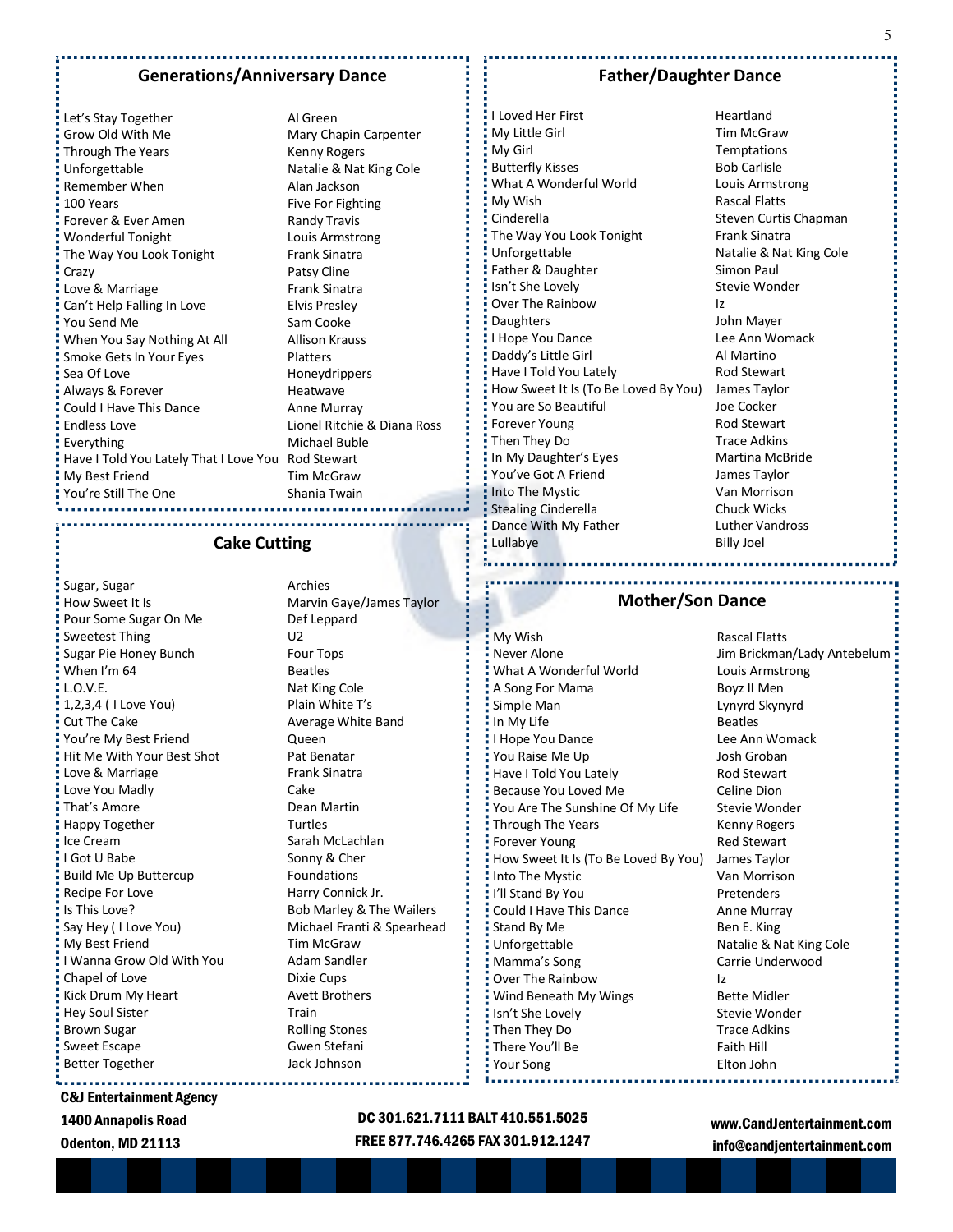## Generations/Anniversary Dance

| Song | Artist |
|---|---|
| Let's Stay Together | Al Green |
| Grow Old With Me | Mary Chapin Carpenter |
| Through The Years | Kenny Rogers |
| Unforgettable | Natalie & Nat King Cole |
| Remember When | Alan Jackson |
| 100 Years | Five For Fighting |
| Forever & Ever Amen | Randy Travis |
| Wonderful Tonight | Louis Armstrong |
| The Way You Look Tonight | Frank Sinatra |
| Crazy | Patsy Cline |
| Love & Marriage | Frank Sinatra |
| Can't Help Falling In Love | Elvis Presley |
| You Send Me | Sam Cooke |
| When You Say Nothing At All | Allison Krauss |
| Smoke Gets In Your Eyes | Platters |
| Sea Of Love | Honeydrippers |
| Always & Forever | Heatwave |
| Could I Have This Dance | Anne Murray |
| Endless Love | Lionel Ritchie & Diana Ross |
| Everything | Michael Buble |
| Have I Told You Lately That I Love You | Rod Stewart |
| My Best Friend | Tim McGraw |
| You're Still The One | Shania Twain |

## Cake Cutting

| Song | Artist |
|---|---|
| Sugar, Sugar | Archies |
| How Sweet It Is | Marvin Gaye/James Taylor |
| Pour Some Sugar On Me | Def Leppard |
| Sweetest Thing | U2 |
| Sugar Pie Honey Bunch | Four Tops |
| When I'm 64 | Beatles |
| L.O.V.E. | Nat King Cole |
| 1,2,3,4 ( I Love You) | Plain White T's |
| Cut The Cake | Average White Band |
| You're My Best Friend | Queen |
| Hit Me With Your Best Shot | Pat Benatar |
| Love & Marriage | Frank Sinatra |
| Love You Madly | Cake |
| That's Amore | Dean Martin |
| Happy Together | Turtles |
| Ice Cream | Sarah McLachlan |
| I Got U Babe | Sonny & Cher |
| Build Me Up Buttercup | Foundations |
| Recipe For Love | Harry Connick Jr. |
| Is This Love? | Bob Marley & The Wailers |
| Say Hey ( I Love You) | Michael Franti & Spearhead |
| My Best Friend | Tim McGraw |
| I Wanna Grow Old With You | Adam Sandler |
| Chapel of Love | Dixie Cups |
| Kick Drum My Heart | Avett Brothers |
| Hey Soul Sister | Train |
| Brown Sugar | Rolling Stones |
| Sweet Escape | Gwen Stefani |
| Better Together | Jack Johnson |

## Father/Daughter Dance

| Song | Artist |
|---|---|
| I Loved Her First | Heartland |
| My Little Girl | Tim McGraw |
| My Girl | Temptations |
| Butterfly Kisses | Bob Carlisle |
| What A Wonderful World | Louis Armstrong |
| My Wish | Rascal Flatts |
| Cinderella | Steven Curtis Chapman |
| The Way You Look Tonight | Frank Sinatra |
| Unforgettable | Natalie & Nat King Cole |
| Father & Daughter | Simon Paul |
| Isn't She Lovely | Stevie Wonder |
| Over The Rainbow | Iz |
| Daughters | John Mayer |
| I Hope You Dance | Lee Ann Womack |
| Daddy's Little Girl | Al Martino |
| Have I Told You Lately | Rod Stewart |
| How Sweet It Is (To Be Loved By You) | James Taylor |
| You are So Beautiful | Joe Cocker |
| Forever Young | Rod Stewart |
| Then They Do | Trace Adkins |
| In My Daughter's Eyes | Martina McBride |
| You've Got A Friend | James Taylor |
| Into The Mystic | Van Morrison |
| Stealing Cinderella | Chuck Wicks |
| Dance With My Father | Luther Vandross |
| Lullabye | Billy Joel |

## Mother/Son Dance

| Song | Artist |
|---|---|
| My Wish | Rascal Flatts |
| Never Alone | Jim Brickman/Lady Antebelum |
| What A Wonderful World | Louis Armstrong |
| A Song For Mama | Boyz II Men |
| Simple Man | Lynyrd Skynyrd |
| In My Life | Beatles |
| I Hope You Dance | Lee Ann Womack |
| You Raise Me Up | Josh Groban |
| Have I Told You Lately | Rod Stewart |
| Because You Loved Me | Celine Dion |
| You Are The Sunshine Of My Life | Stevie Wonder |
| Through The Years | Kenny Rogers |
| Forever Young | Red Stewart |
| How Sweet It Is (To Be Loved By You) | James Taylor |
| Into The Mystic | Van Morrison |
| I'll Stand By You | Pretenders |
| Could I Have This Dance | Anne Murray |
| Stand By Me | Ben E. King |
| Unforgettable | Natalie & Nat King Cole |
| Mamma's Song | Carrie Underwood |
| Over The Rainbow | Iz |
| Wind Beneath My Wings | Bette Midler |
| Isn't She Lovely | Stevie Wonder |
| Then They Do | Trace Adkins |
| There You'll Be | Faith Hill |
| Your Song | Elton John |

**C&J Entertainment Agency**
**1400 Annapolis Road**
**Odenton, MD 21113**

**DC 301.621.7111 BALT 410.551.5025**
**FREE 877.746.4265 FAX 301.912.1247**

**www.CandJentertainment.com**
**info@candjentertainment.com**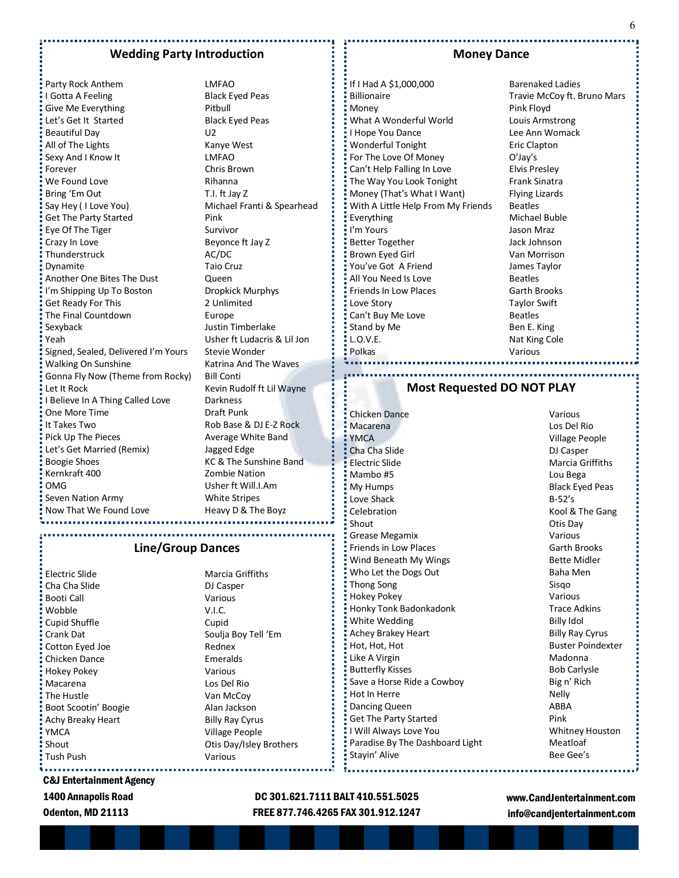## Wedding Party Introduction

| Song | Artist |
|---|---|
| Party Rock Anthem | LMFAO |
| I Gotta A Feeling | Black Eyed Peas |
| Give Me Everything | Pitbull |
| Let's Get It Started | Black Eyed Peas |
| Beautiful Day | U2 |
| All of The Lights | Kanye West |
| Sexy And I Know It | LMFAO |
| Forever | Chris Brown |
| We Found Love | Rihanna |
| Bring 'Em Out | T.I. ft Jay Z |
| Say Hey ( I Love You) | Michael Franti & Spearhead |
| Get The Party Started | Pink |
| Eye Of The Tiger | Survivor |
| Crazy In Love | Beyonce ft Jay Z |
| Thunderstruck | AC/DC |
| Dynamite | Taio Cruz |
| Another One Bites The Dust | Queen |
| I'm Shipping Up To Boston | Dropkick Murphys |
| Get Ready For This | 2 Unlimited |
| The Final Countdown | Europe |
| Sexyback | Justin Timberlake |
| Yeah | Usher ft Ludacris & Lil Jon |
| Signed, Sealed, Delivered I'm Yours | Stevie Wonder |
| Walking On Sunshine | Katrina And The Waves |
| Gonna Fly Now (Theme from Rocky) | Bill Conti |
| Let It Rock | Kevin Rudolf ft Lil Wayne |
| I Believe In A Thing Called Love | Darkness |
| One More Time | Draft Punk |
| It Takes Two | Rob Base & DJ E-Z Rock |
| Pick Up The Pieces | Average White Band |
| Let's Get Married (Remix) | Jagged Edge |
| Boogie Shoes | KC & The Sunshine Band |
| Kernkraft 400 | Zombie Nation |
| OMG | Usher ft Will.I.Am |
| Seven Nation Army | White Stripes |
| Now That We Found Love | Heavy D & The Boyz |

## Line/Group Dances

| Song | Artist |
|---|---|
| Electric Slide | Marcia Griffiths |
| Cha Cha Slide | DJ Casper |
| Booti Call | Various |
| Wobble | V.I.C. |
| Cupid Shuffle | Cupid |
| Crank Dat | Soulja Boy Tell 'Em |
| Cotton Eyed Joe | Rednex |
| Chicken Dance | Emeralds |
| Hokey Pokey | Various |
| Macarena | Los Del Rio |
| The Hustle | Van McCoy |
| Boot Scootin' Boogie | Alan Jackson |
| Achy Breaky Heart | Billy Ray Cyrus |
| YMCA | Village People |
| Shout | Otis Day/Isley Brothers |
| Tush Push | Various |

## Money Dance

| Song | Artist |
|---|---|
| If I Had A $1,000,000 | Barenaked Ladies |
| Billionaire | Travie McCoy ft. Bruno Mars |
| Money | Pink Floyd |
| What A Wonderful World | Louis Armstrong |
| I Hope You Dance | Lee Ann Womack |
| Wonderful Tonight | Eric Clapton |
| For The Love Of Money | O'Jay's |
| Can't Help Falling In Love | Elvis Presley |
| The Way You Look Tonight | Frank Sinatra |
| Money (That's What I Want) | Flying Lizards |
| With A Little Help From My Friends | Beatles |
| Everything | Michael Buble |
| I'm Yours | Jason Mraz |
| Better Together | Jack Johnson |
| Brown Eyed Girl | Van Morrison |
| You've Got A Friend | James Taylor |
| All You Need Is Love | Beatles |
| Friends In Low Places | Garth Brooks |
| Love Story | Taylor Swift |
| Can't Buy Me Love | Beatles |
| Stand by Me | Ben E. King |
| L.O.V.E. | Nat King Cole |
| Polkas | Various |

## Most Requested DO NOT PLAY

| Song | Artist |
|---|---|
| Chicken Dance | Various |
| Macarena | Los Del Rio |
| YMCA | Village People |
| Cha Cha Slide | DJ Casper |
| Electric Slide | Marcia Griffiths |
| Mambo #5 | Lou Bega |
| My Humps | Black Eyed Peas |
| Love Shack | B-52's |
| Celebration | Kool & The Gang |
| Shout | Otis Day |
| Grease Megamix | Various |
| Friends in Low Places | Garth Brooks |
| Wind Beneath My Wings | Bette Midler |
| Who Let the Dogs Out | Baha Men |
| Thong Song | Sisqo |
| Hokey Pokey | Various |
| Honky Tonk Badonkadonk | Trace Adkins |
| White Wedding | Billy Idol |
| Achey Brakey Heart | Billy Ray Cyrus |
| Hot, Hot, Hot | Buster Poindexter |
| Like A Virgin | Madonna |
| Butterfly Kisses | Bob Carlysle |
| Save a Horse Ride a Cowboy | Big n' Rich |
| Hot In Herre | Nelly |
| Dancing Queen | ABBA |
| Get The Party Started | Pink |
| I Will Always Love You | Whitney Houston |
| Paradise By The Dashboard Light | Meatloaf |
| Stayin' Alive | Bee Gee's |

**C&J Entertainment Agency**
**1400 Annapolis Road**
**Odenton, MD 21113**

**DC 301.621.7111 BALT 410.551.5025**
**FREE 877.746.4265 FAX 301.912.1247**

**www.CandJentertainment.com**
**info@candjentertainment.com**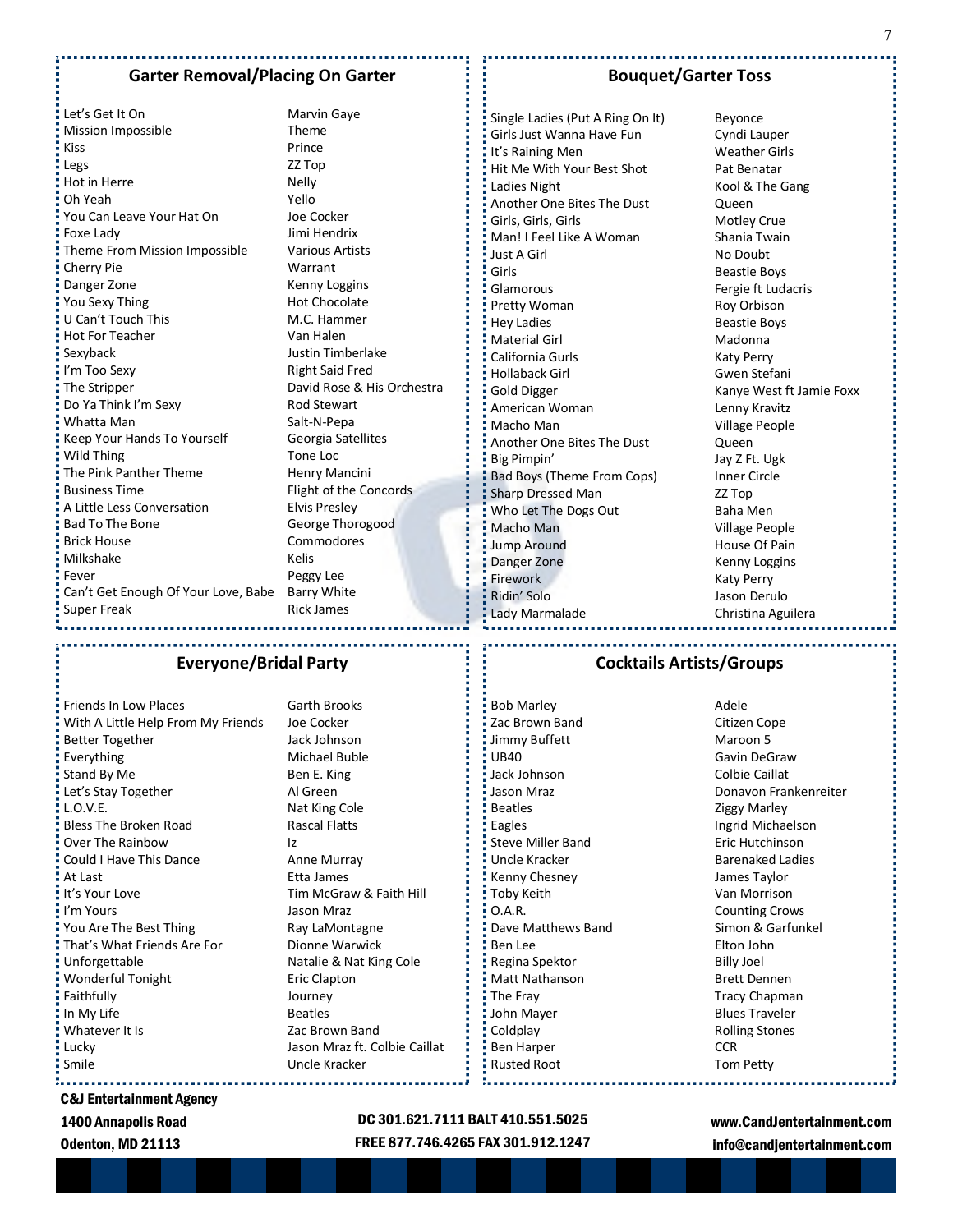## Garter Removal/Placing On Garter

| Song | Artist |
|---|---|
| Let's Get It On | Marvin Gaye |
| Mission Impossible | Theme |
| Kiss | Prince |
| Legs | ZZ Top |
| Hot in Herre | Nelly |
| Oh Yeah | Yello |
| You Can Leave Your Hat On | Joe Cocker |
| Foxe Lady | Jimi Hendrix |
| Theme From Mission Impossible | Various Artists |
| Cherry Pie | Warrant |
| Danger Zone | Kenny Loggins |
| You Sexy Thing | Hot Chocolate |
| U Can't Touch This | M.C. Hammer |
| Hot For Teacher | Van Halen |
| Sexyback | Justin Timberlake |
| I'm Too Sexy | Right Said Fred |
| The Stripper | David Rose & His Orchestra |
| Do Ya Think I'm Sexy | Rod Stewart |
| Whatta Man | Salt-N-Pepa |
| Keep Your Hands To Yourself | Georgia Satellites |
| Wild Thing | Tone Loc |
| The Pink Panther Theme | Henry Mancini |
| Business Time | Flight of the Concords |
| A Little Less Conversation | Elvis Presley |
| Bad To The Bone | George Thorogood |
| Brick House | Commodores |
| Milkshake | Kelis |
| Fever | Peggy Lee |
| Can't Get Enough Of Your Love, Babe | Barry White |
| Super Freak | Rick James |

## Bouquet/Garter Toss

| Song | Artist |
|---|---|
| Single Ladies (Put A Ring On It) | Beyonce |
| Girls Just Wanna Have Fun | Cyndi Lauper |
| It's Raining Men | Weather Girls |
| Hit Me With Your Best Shot | Pat Benatar |
| Ladies Night | Kool & The Gang |
| Another One Bites The Dust | Queen |
| Girls, Girls, Girls | Motley Crue |
| Man! I Feel Like A Woman | Shania Twain |
| Just A Girl | No Doubt |
| Girls | Beastie Boys |
| Glamorous | Fergie ft Ludacris |
| Pretty Woman | Roy Orbison |
| Hey Ladies | Beastie Boys |
| Material Girl | Madonna |
| California Gurls | Katy Perry |
| Hollaback Girl | Gwen Stefani |
| Gold Digger | Kanye West ft Jamie Foxx |
| American Woman | Lenny Kravitz |
| Macho Man | Village People |
| Another One Bites The Dust | Queen |
| Big Pimpin' | Jay Z Ft. Ugk |
| Bad Boys (Theme From Cops) | Inner Circle |
| Sharp Dressed Man | ZZ Top |
| Who Let The Dogs Out | Baha Men |
| Macho Man | Village People |
| Jump Around | House Of Pain |
| Danger Zone | Kenny Loggins |
| Firework | Katy Perry |
| Ridin' Solo | Jason Derulo |
| Lady Marmalade | Christina Aguilera |

## Everyone/Bridal Party

| Song | Artist |
|---|---|
| Friends In Low Places | Garth Brooks |
| With A Little Help From My Friends | Joe Cocker |
| Better Together | Jack Johnson |
| Everything | Michael Buble |
| Stand By Me | Ben E. King |
| Let's Stay Together | Al Green |
| L.O.V.E. | Nat King Cole |
| Bless The Broken Road | Rascal Flatts |
| Over The Rainbow | Iz |
| Could I Have This Dance | Anne Murray |
| At Last | Etta James |
| It's Your Love | Tim McGraw & Faith Hill |
| I'm Yours | Jason Mraz |
| You Are The Best Thing | Ray LaMontagne |
| That's What Friends Are For | Dionne Warwick |
| Unforgettable | Natalie & Nat King Cole |
| Wonderful Tonight | Eric Clapton |
| Faithfully | Journey |
| In My Life | Beatles |
| Whatever It Is | Zac Brown Band |
| Lucky | Jason Mraz ft. Colbie Caillat |
| Smile | Uncle Kracker |

## Cocktails Artists/Groups

- Bob Marley
- Zac Brown Band
- Jimmy Buffett
- UB40
- Jack Johnson
- Jason Mraz
- Beatles
- Eagles
- Steve Miller Band
- Uncle Kracker
- Kenny Chesney
- Toby Keith
- O.A.R.
- Dave Matthews Band
- Ben Lee
- Regina Spektor
- Matt Nathanson
- The Fray
- John Mayer
- Coldplay
- Ben Harper
- Rusted Root
- Adele
- Citizen Cope
- Maroon 5
- Gavin DeGraw
- Colbie Caillat
- Donavon Frankenreiter
- Ziggy Marley
- Ingrid Michaelson
- Eric Hutchinson
- Barenaked Ladies
- James Taylor
- Van Morrison
- Counting Crows
- Simon & Garfunkel
- Elton John
- Billy Joel
- Brett Dennen
- Tracy Chapman
- Blues Traveler
- Rolling Stones
- CCR
- Tom Petty

**C&J Entertainment Agency**
**1400 Annapolis Road**
**Odenton, MD 21113**

**DC 301.621.7111 BALT 410.551.5025**
**FREE 877.746.4265 FAX 301.912.1247**

**www.CandJentertainment.com**
**info@candjentertainment.com**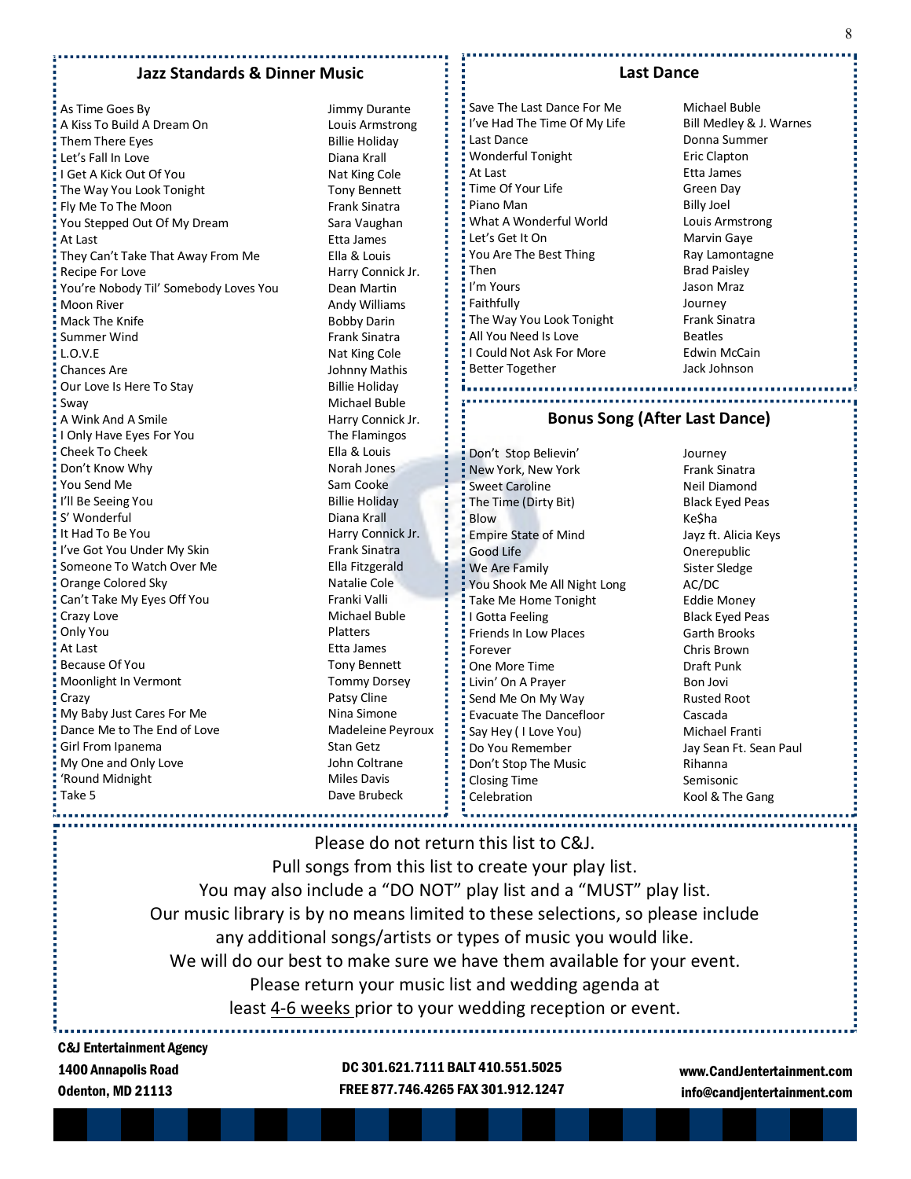## Jazz Standards & Dinner Music

| | |
|---|---|
| As Time Goes By | Jimmy Durante |
| A Kiss To Build A Dream On | Louis Armstrong |
| Them There Eyes | Billie Holiday |
| Let's Fall In Love | Diana Krall |
| I Get A Kick Out Of You | Nat King Cole |
| The Way You Look Tonight | Tony Bennett |
| Fly Me To The Moon | Frank Sinatra |
| You Stepped Out Of My Dream | Sara Vaughan |
| At Last | Etta James |
| They Can't Take That Away From Me | Ella & Louis |
| Recipe For Love | Harry Connick Jr. |
| You're Nobody Til' Somebody Loves You | Dean Martin |
| Moon River | Andy Williams |
| Mack The Knife | Bobby Darin |
| Summer Wind | Frank Sinatra |
| L.O.V.E | Nat King Cole |
| Chances Are | Johnny Mathis |
| Our Love Is Here To Stay | Billie Holiday |
| Sway | Michael Buble |
| A Wink And A Smile | Harry Connick Jr. |
| I Only Have Eyes For You | The Flamingos |
| Cheek To Cheek | Ella & Louis |
| Don't Know Why | Norah Jones |
| You Send Me | Sam Cooke |
| I'll Be Seeing You | Billie Holiday |
| S' Wonderful | Diana Krall |
| It Had To Be You | Harry Connick Jr. |
| I've Got You Under My Skin | Frank Sinatra |
| Someone To Watch Over Me | Ella Fitzgerald |
| Orange Colored Sky | Natalie Cole |
| Can't Take My Eyes Off You | Franki Valli |
| Crazy Love | Michael Buble |
| Only You | Platters |
| At Last | Etta James |
| Because Of You | Tony Bennett |
| Moonlight In Vermont | Tommy Dorsey |
| Crazy | Patsy Cline |
| My Baby Just Cares For Me | Nina Simone |
| Dance Me to The End of Love | Madeleine Peyroux |
| Girl From Ipanema | Stan Getz |
| My One and Only Love | John Coltrane |
| 'Round Midnight | Miles Davis |
| Take 5 | Dave Brubeck |

## Last Dance

| | |
|---|---|
| Save The Last Dance For Me | Michael Buble |
| I've Had The Time Of My Life | Bill Medley & J. Warnes |
| Last Dance | Donna Summer |
| Wonderful Tonight | Eric Clapton |
| At Last | Etta James |
| Time Of Your Life | Green Day |
| Piano Man | Billy Joel |
| What A Wonderful World | Louis Armstrong |
| Let's Get It On | Marvin Gaye |
| You Are The Best Thing | Ray Lamontagne |
| Then | Brad Paisley |
| I'm Yours | Jason Mraz |
| Faithfully | Journey |
| The Way You Look Tonight | Frank Sinatra |
| All You Need Is Love | Beatles |
| I Could Not Ask For More | Edwin McCain |
| Better Together | Jack Johnson |

## Bonus Song (After Last Dance)

| | |
|---|---|
| Don't Stop Believin' | Journey |
| New York, New York | Frank Sinatra |
| Sweet Caroline | Neil Diamond |
| The Time (Dirty Bit) | Black Eyed Peas |
| Blow | Ke$ha |
| Empire State of Mind | Jayz ft. Alicia Keys |
| Good Life | Onerepublic |
| We Are Family | Sister Sledge |
| You Shook Me All Night Long | AC/DC |
| Take Me Home Tonight | Eddie Money |
| I Gotta Feeling | Black Eyed Peas |
| Friends In Low Places | Garth Brooks |
| Forever | Chris Brown |
| One More Time | Draft Punk |
| Livin' On A Prayer | Bon Jovi |
| Send Me On My Way | Rusted Root |
| Evacuate The Dancefloor | Cascada |
| Say Hey ( I Love You) | Michael Franti |
| Do You Remember | Jay Sean ft. Sean Paul |
| Don't Stop The Music | Rihanna |
| Closing Time | Semisonic |
| Celebration | Kool & The Gang |

Please do not return this list to C&J.
Pull songs from this list to create your play list.
You may also include a "DO NOT" play list and a "MUST" play list.
Our music library is by no means limited to these selections, so please include any additional songs/artists or types of music you would like.
We will do our best to make sure we have them available for your event.
Please return your music list and wedding agenda at least 4-6 weeks prior to your wedding reception or event.

**C&J Entertainment Agency**
**1400 Annapolis Road**
**Odenton, MD 21113**

**DC 301.621.7111 BALT 410.551.5025**
**FREE 877.746.4265 FAX 301.912.1247**

**www.CandJentertainment.com**
**info@candjentertainment.com**